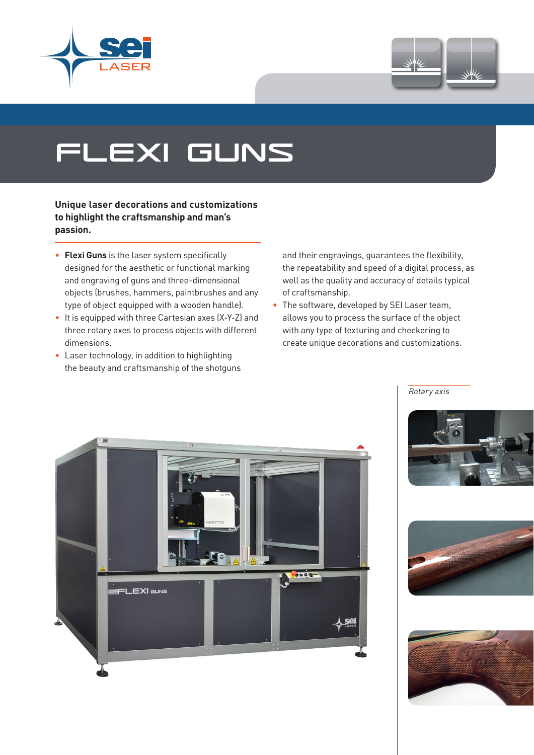# FLEXI GUNS

**Unique laser decorations and customizations to highlight the craftsmanship and man's passion.**

- **Flexi Guns** is the laser system specifically designed for the aesthetic or functional marking and engraving of guns and three-dimensional objects (brushes, hammers, paintbrushes and any type of object equipped with a wooden handle).
- It is equipped with three Cartesian axes (X-Y-Z) and three rotary axes to process objects with different dimensions.
- Laser technology, in addition to highlighting the beauty and craftsmanship of the shotguns and their engravings, guarantees the flexibility, the repeatability and speed of a digital process, as well as the quality and accuracy of details typical of craftsmanship.
- The software, developed by SEI Laser team, allows you to process the surface of the object with any type of texturing and checkering to create unique decorations and customizations.

*Rotary axis*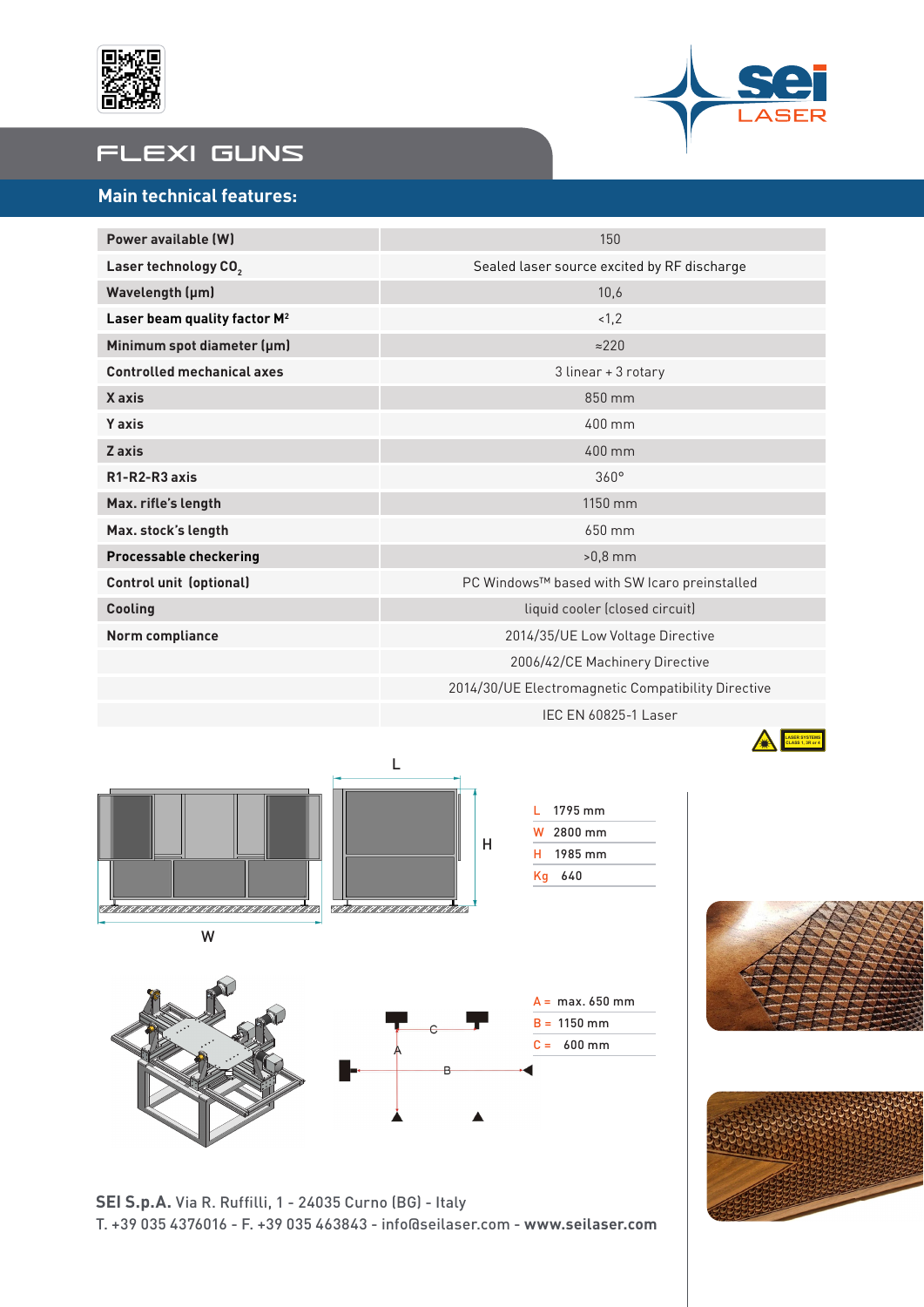# FLEXI GUNS

## Main technical features:

| | |
|---|---|
| **Power available (W)** | 150 |
| **Laser technology $CO_2$** | Sealed laser source excited by RF discharge |
| **Wavelength (µm)** | 10,6 |
| **Laser beam quality factor $M^2$** | <1,2 |
| **Minimum spot diameter (µm)** | ≈220 |
| **Controlled mechanical axes** | 3 linear + 3 rotary |
| **X axis** | 850 mm |
| **Y axis** | 400 mm |
| **Z axis** | 400 mm |
| **R1-R2-R3 axis** | 360° |
| **Max. rifle's length** | 1150 mm |
| **Max. stock's length** | 650 mm |
| **Processable checkering** | >0,8 mm |
| **Control unit (optional)** | PC Windows™ based with SW Icaro preinstalled |
| **Cooling** | liquid cooler (closed circuit) |
| **Norm compliance** | 2014/35/UE Low Voltage Directive |
| | 2006/42/CE Machinery Directive |
| | 2014/30/UE Electromagnetic Compatibility Directive |
| | IEC EN 60825-1 Laser |

L
H
W

L 1795 mm
W 2800 mm
H 1985 mm
Kg 640

C
A
B

A = max. 650 mm
B = 1150 mm
C = 600 mm

**SEI S.p.A.** Via R. Ruffilli, 1 - 24035 Curno (BG) - Italy
T. +39 035 4376016 - F. +39 035 463843 - info@seilaser.com - **www.seilaser.com**